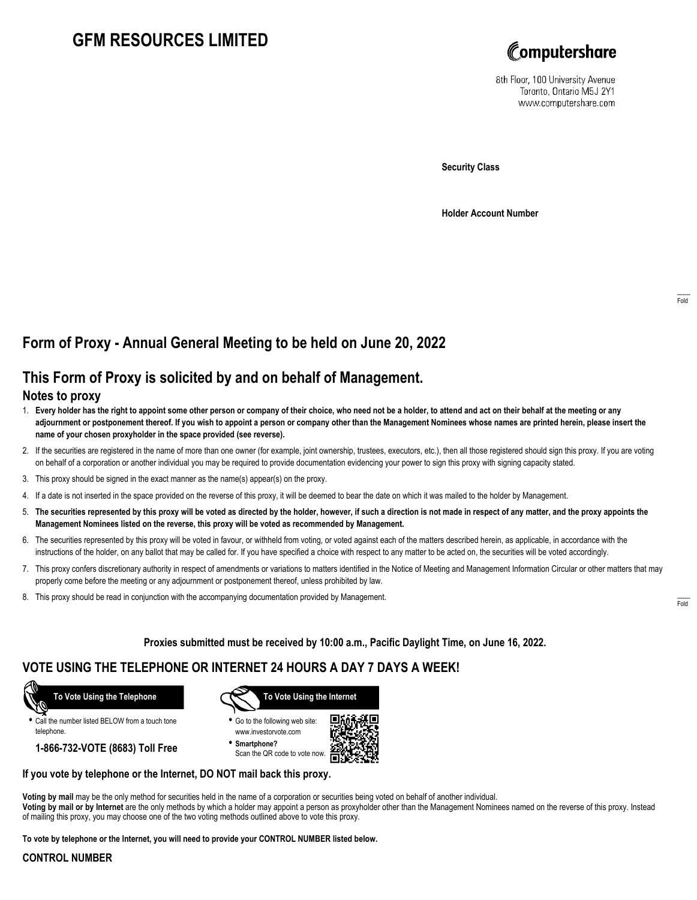# GFM RESOURCES LIMITED

Computershare

8th Floor, 100 University Avenue
Toronto, Ontario M5J 2Y1
www.computershare.com

**Security Class**

**Holder Account Number**

Fold

## Form of Proxy - Annual General Meeting to be held on June 20, 2022

## This Form of Proxy is solicited by and on behalf of Management.

### Notes to proxy

1. **Every holder has the right to appoint some other person or company of their choice, who need not be a holder, to attend and act on their behalf at the meeting or any adjournment or postponement thereof. If you wish to appoint a person or company other than the Management Nominees whose names are printed herein, please insert the name of your chosen proxyholder in the space provided (see reverse).**
2. If the securities are registered in the name of more than one owner (for example, joint ownership, trustees, executors, etc.), then all those registered should sign this proxy. If you are voting on behalf of a corporation or another individual you may be required to provide documentation evidencing your power to sign this proxy with signing capacity stated.
3. This proxy should be signed in the exact manner as the name(s) appear(s) on the proxy.
4. If a date is not inserted in the space provided on the reverse of this proxy, it will be deemed to bear the date on which it was mailed to the holder by Management.
5. **The securities represented by this proxy will be voted as directed by the holder, however, if such a direction is not made in respect of any matter, and the proxy appoints the Management Nominees listed on the reverse, this proxy will be voted as recommended by Management.**
6. The securities represented by this proxy will be voted in favour, or withheld from voting, or voted against each of the matters described herein, as applicable, in accordance with the instructions of the holder, on any ballot that may be called for. If you have specified a choice with respect to any matter to be acted on, the securities will be voted accordingly.
7. This proxy confers discretionary authority in respect of amendments or variations to matters identified in the Notice of Meeting and Management Information Circular or other matters that may properly come before the meeting or any adjournment or postponement thereof, unless prohibited by law.
8. This proxy should be read in conjunction with the accompanying documentation provided by Management.

Fold

**Proxies submitted must be received by 10:00 a.m., Pacific Daylight Time, on June 16, 2022.**

## VOTE USING THE TELEPHONE OR INTERNET 24 HOURS A DAY 7 DAYS A WEEK!

**To Vote Using the Telephone**

- Call the number listed BELOW from a touch tone telephone.

**1-866-732-VOTE (8683) Toll Free**

**To Vote Using the Internet**

- Go to the following web site: www.investorvote.com
- **Smartphone?** Scan the QR code to vote now.

**If you vote by telephone or the Internet, DO NOT mail back this proxy.**

**Voting by mail** may be the only method for securities held in the name of a corporation or securities being voted on behalf of another individual.
**Voting by mail or by Internet** are the only methods by which a holder may appoint a person as proxyholder other than the Management Nominees named on the reverse of this proxy. Instead of mailing this proxy, you may choose one of the two voting methods outlined above to vote this proxy.

**To vote by telephone or the Internet, you will need to provide your CONTROL NUMBER listed below.**

**CONTROL NUMBER**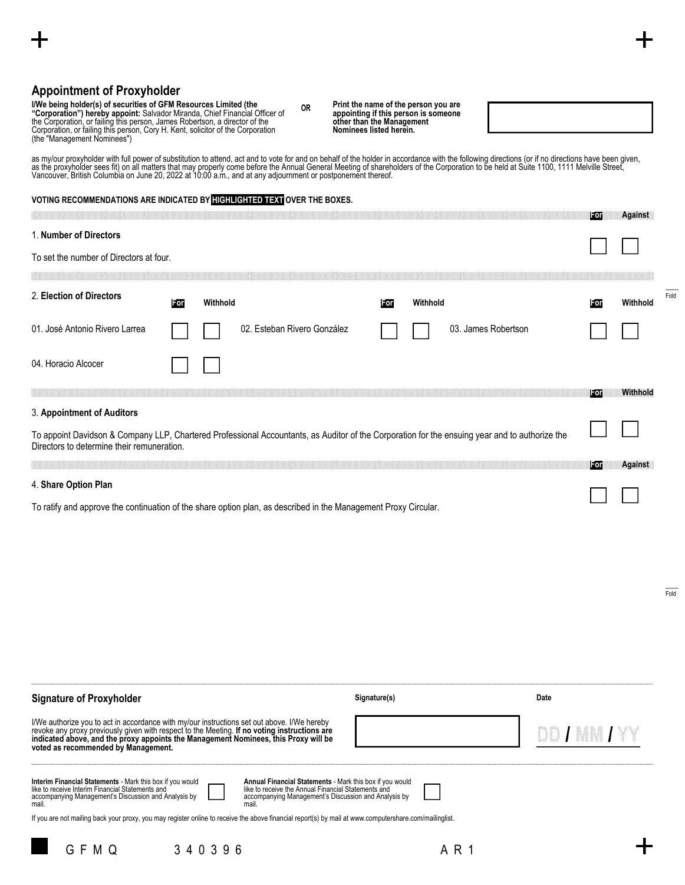## Appointment of Proxyholder

**I/We being holder(s) of securities of GFM Resources Limited (the "Corporation") hereby appoint:** Salvador Miranda, Chief Financial Officer of the Corporation, or failing this person, James Robertson, a director of the Corporation, or failing this person, Cory H. Kent, solicitor of the Corporation (the "Management Nominees")

**OR**

**Print the name of the person you are appointing if this person is someone other than the Management Nominees listed herein.**

as my/our proxyholder with full power of substitution to attend, act and to vote for and on behalf of the holder in accordance with the following directions (or if no directions have been given, as the proxyholder sees fit) on all matters that may properly come before the Annual General Meeting of shareholders of the Corporation to be held at Suite 1100, 1111 Melville Street, Vancouver, British Columbia on June 20, 2022 at 10:00 a.m., and at any adjournment or postponement thereof.

**VOTING RECOMMENDATIONS ARE INDICATED BY HIGHLIGHTED TEXT OVER THE BOXES.**

| | For | Against |
|---|---|---|
| 1. **Number of Directors**<br>To set the number of Directors at four. | ☐ | ☐ |

2. **Election of Directors**

| | For | Withhold | | For | Withhold | | For | Withhold |
|---|---|---|---|---|---|---|---|---|
| 01. José Antonio Rivero Larrea | ☐ | ☐ | 02. Esteban Rivero González | ☐ | ☐ | 03. James Robertson | ☐ | ☐ |
| 04. Horacio Alcocer | ☐ | ☐ | | | | | | |

| | For | Withhold |
|---|---|---|
| 3. **Appointment of Auditors**<br>To appoint Davidson & Company LLP, Chartered Professional Accountants, as Auditor of the Corporation for the ensuing year and to authorize the Directors to determine their remuneration. | ☐ | ☐ |

| | For | Against |
|---|---|---|
| 4. **Share Option Plan**<br>To ratify and approve the continuation of the share option plan, as described in the Management Proxy Circular. | ☐ | ☐ |

### Signature of Proxyholder

I/We authorize you to act in accordance with my/our instructions set out above. I/We hereby revoke any proxy previously given with respect to the Meeting. **If no voting instructions are indicated above, and the proxy appoints the Management Nominees, this Proxy will be voted as recommended by Management.**

Signature(s)

Date

DD / MM / YY

**Interim Financial Statements** - Mark this box if you would like to receive Interim Financial Statements and accompanying Management's Discussion and Analysis by mail. ☐

**Annual Financial Statements** - Mark this box if you would like to receive the Annual Financial Statements and accompanying Management's Discussion and Analysis by mail. ☐

If you are not mailing back your proxy, you may register online to receive the above financial report(s) by mail at www.computershare.com/mailinglist.

G F M Q 3 4 0 3 9 6 A R 1